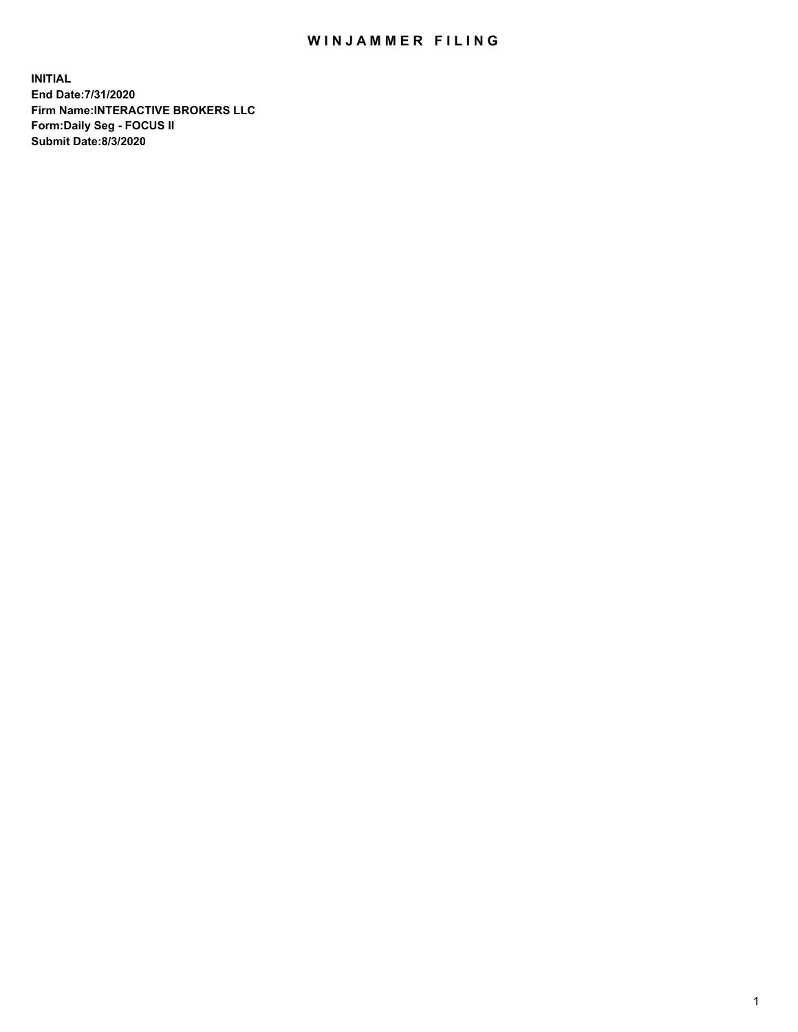# WINJAMMER FILING

**INITIAL**
**End Date:7/31/2020**
**Firm Name:INTERACTIVE BROKERS LLC**
**Form:Daily Seg - FOCUS II**
**Submit Date:8/3/2020**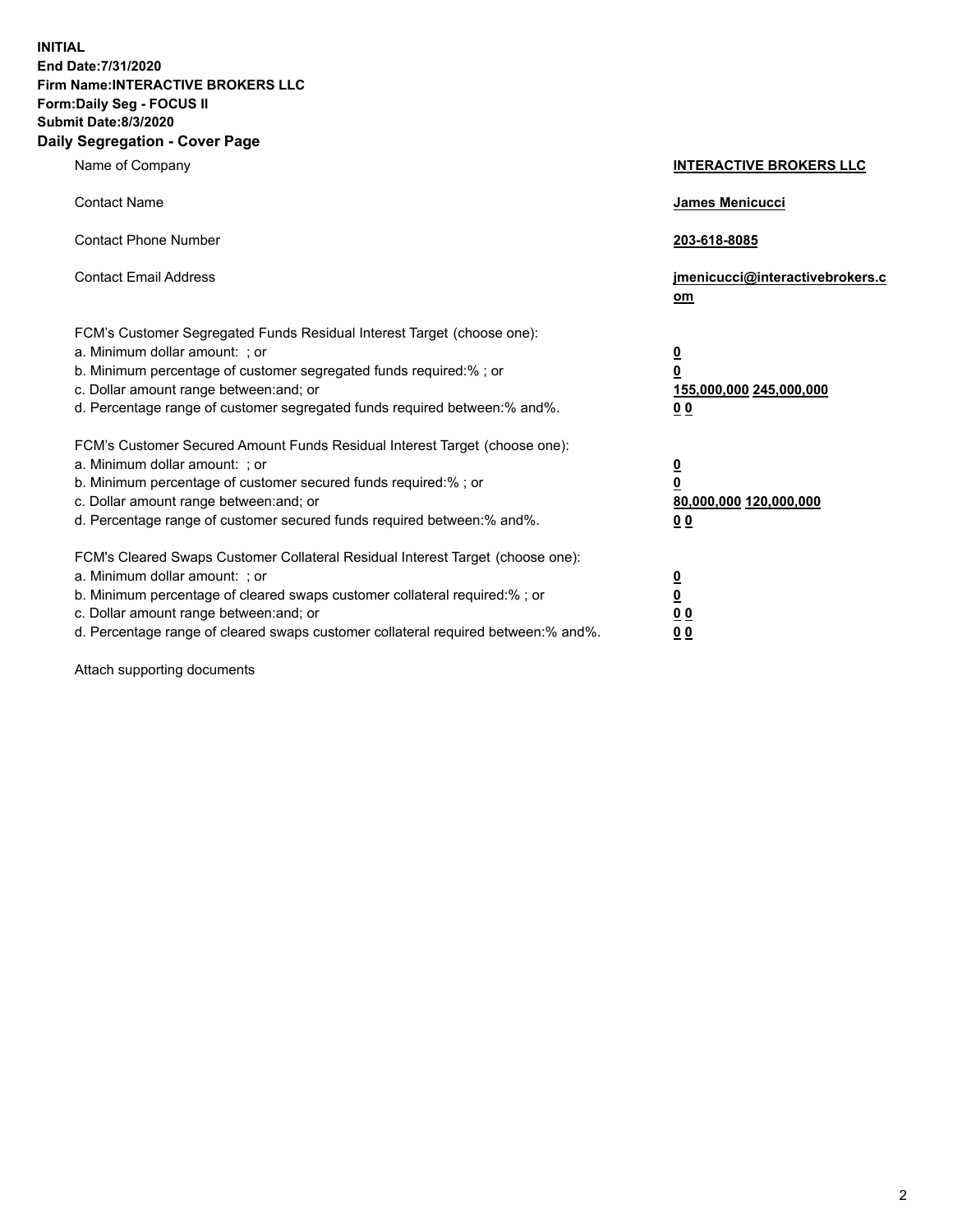**INITIAL**
**End Date:7/31/2020**
**Firm Name:INTERACTIVE BROKERS LLC**
**Form:Daily Seg - FOCUS II**
**Submit Date:8/3/2020**

## Daily Segregation - Cover Page

| | |
|---|---|
| Name of Company | **INTERACTIVE BROKERS LLC** |
| Contact Name | **James Menicucci** |
| Contact Phone Number | **203-618-8085** |
| Contact Email Address | **jmenicucci@interactivebrokers.com** |
| FCM's Customer Segregated Funds Residual Interest Target (choose one): | |
| a. Minimum dollar amount: ; or | **0** |
| b. Minimum percentage of customer segregated funds required:% ; or | **0** |
| c. Dollar amount range between:and; or | **155,000,000 245,000,000** |
| d. Percentage range of customer segregated funds required between:% and%. | **0 0** |
| FCM's Customer Secured Amount Funds Residual Interest Target (choose one): | |
| a. Minimum dollar amount: ; or | **0** |
| b. Minimum percentage of customer secured funds required:% ; or | **0** |
| c. Dollar amount range between:and; or | **80,000,000 120,000,000** |
| d. Percentage range of customer secured funds required between:% and%. | **0 0** |
| FCM's Cleared Swaps Customer Collateral Residual Interest Target (choose one): | |
| a. Minimum dollar amount: ; or | **0** |
| b. Minimum percentage of cleared swaps customer collateral required:% ; or | **0** |
| c. Dollar amount range between:and; or | **0 0** |
| d. Percentage range of cleared swaps customer collateral required between:% and%. | **0 0** |

Attach supporting documents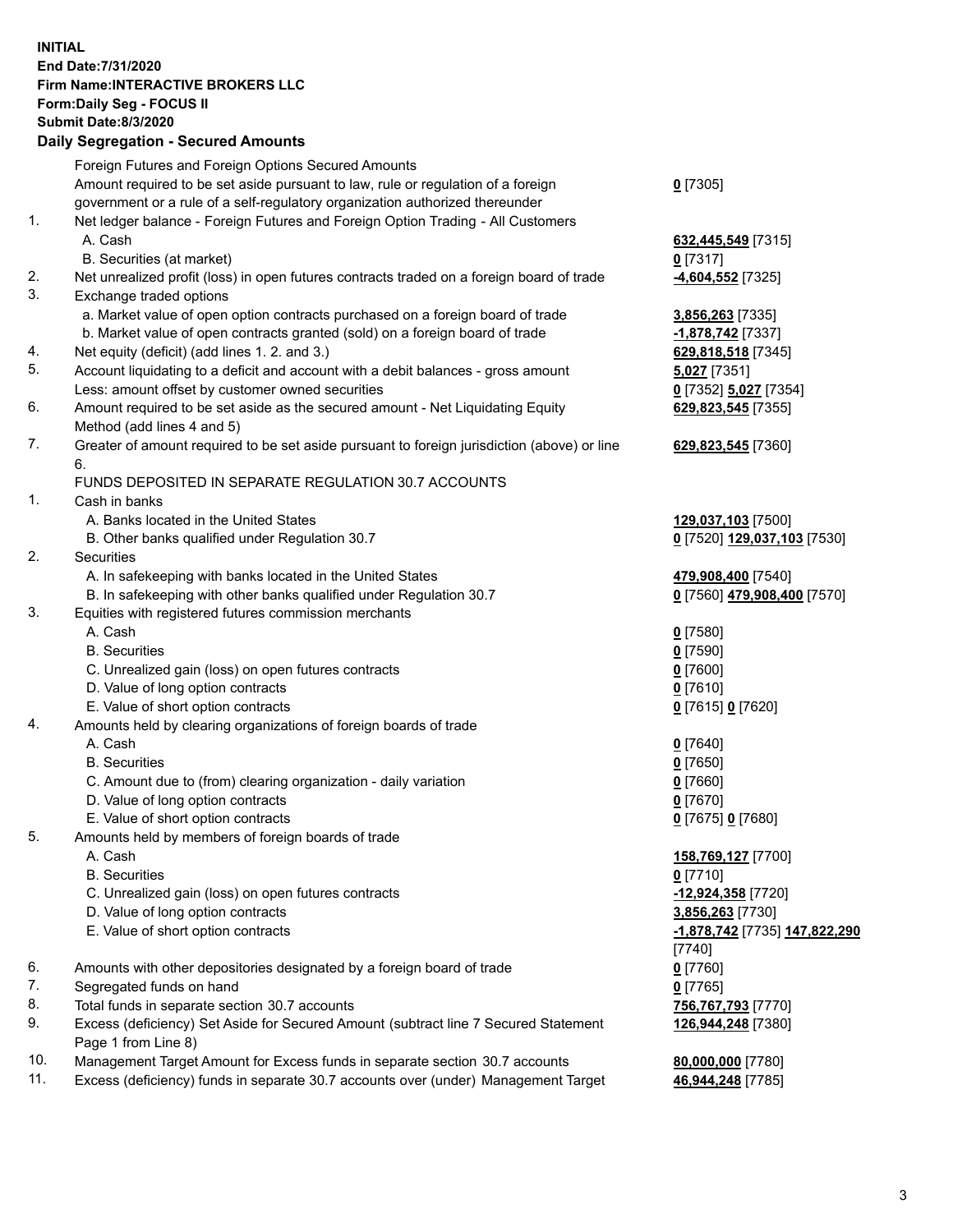**INITIAL**
**End Date:7/31/2020**
**Firm Name:INTERACTIVE BROKERS LLC**
**Form:Daily Seg - FOCUS II**
**Submit Date:8/3/2020**

## Daily Segregation - Secured Amounts

| | | |
|---|---|---|
| | Foreign Futures and Foreign Options Secured Amounts | |
| | Amount required to be set aside pursuant to law, rule or regulation of a foreign government or a rule of a self-regulatory organization authorized thereunder | **0** [7305] |
| 1. | Net ledger balance - Foreign Futures and Foreign Option Trading - All Customers | |
| | A. Cash | **632,445,549** [7315] |
| | B. Securities (at market) | **0** [7317] |
| 2. | Net unrealized profit (loss) in open futures contracts traded on a foreign board of trade | **-4,604,552** [7325] |
| 3. | Exchange traded options | |
| | a. Market value of open option contracts purchased on a foreign board of trade | **3,856,263** [7335] |
| | b. Market value of open contracts granted (sold) on a foreign board of trade | **-1,878,742** [7337] |
| 4. | Net equity (deficit) (add lines 1. 2. and 3.) | **629,818,518** [7345] |
| 5. | Account liquidating to a deficit and account with a debit balances - gross amount | **5,027** [7351] |
| | Less: amount offset by customer owned securities | **0** [7352] **5,027** [7354] |
| 6. | Amount required to be set aside as the secured amount - Net Liquidating Equity Method (add lines 4 and 5) | **629,823,545** [7355] |
| 7. | Greater of amount required to be set aside pursuant to foreign jurisdiction (above) or line 6. | **629,823,545** [7360] |
| | FUNDS DEPOSITED IN SEPARATE REGULATION 30.7 ACCOUNTS | |
| 1. | Cash in banks | |
| | A. Banks located in the United States | **129,037,103** [7500] |
| | B. Other banks qualified under Regulation 30.7 | **0** [7520] **129,037,103** [7530] |
| 2. | Securities | |
| | A. In safekeeping with banks located in the United States | **479,908,400** [7540] |
| | B. In safekeeping with other banks qualified under Regulation 30.7 | **0** [7560] **479,908,400** [7570] |
| 3. | Equities with registered futures commission merchants | |
| | A. Cash | **0** [7580] |
| | B. Securities | **0** [7590] |
| | C. Unrealized gain (loss) on open futures contracts | **0** [7600] |
| | D. Value of long option contracts | **0** [7610] |
| | E. Value of short option contracts | **0** [7615] **0** [7620] |
| 4. | Amounts held by clearing organizations of foreign boards of trade | |
| | A. Cash | **0** [7640] |
| | B. Securities | **0** [7650] |
| | C. Amount due to (from) clearing organization - daily variation | **0** [7660] |
| | D. Value of long option contracts | **0** [7670] |
| | E. Value of short option contracts | **0** [7675] **0** [7680] |
| 5. | Amounts held by members of foreign boards of trade | |
| | A. Cash | **158,769,127** [7700] |
| | B. Securities | **0** [7710] |
| | C. Unrealized gain (loss) on open futures contracts | **-12,924,358** [7720] |
| | D. Value of long option contracts | **3,856,263** [7730] |
| | E. Value of short option contracts | **-1,878,742** [7735] **147,822,290** [7740] |
| 6. | Amounts with other depositories designated by a foreign board of trade | **0** [7760] |
| 7. | Segregated funds on hand | **0** [7765] |
| 8. | Total funds in separate section 30.7 accounts | **756,767,793** [7770] |
| 9. | Excess (deficiency) Set Aside for Secured Amount (subtract line 7 Secured Statement Page 1 from Line 8) | **126,944,248** [7380] |
| 10. | Management Target Amount for Excess funds in separate section 30.7 accounts | **80,000,000** [7780] |
| 11. | Excess (deficiency) funds in separate 30.7 accounts over (under) Management Target | **46,944,248** [7785] |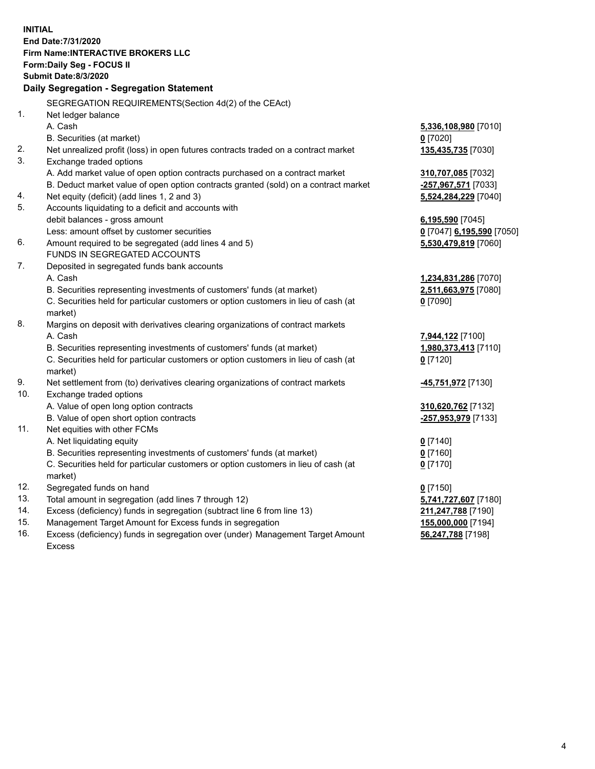**INITIAL**
**End Date:7/31/2020**
**Firm Name:INTERACTIVE BROKERS LLC**
**Form:Daily Seg - FOCUS II**
**Submit Date:8/3/2020**

**Daily Segregation - Segregation Statement**

SEGREGATION REQUIREMENTS(Section 4d(2) of the CEAct)

| | | |
|---|---|---|
| 1. | Net ledger balance | |
| | A. Cash | 5,336,108,980 [7010] |
| | B. Securities (at market) | 0 [7020] |
| 2. | Net unrealized profit (loss) in open futures contracts traded on a contract market | 135,435,735 [7030] |
| 3. | Exchange traded options | |
| | A. Add market value of open option contracts purchased on a contract market | 310,707,085 [7032] |
| | B. Deduct market value of open option contracts granted (sold) on a contract market | -257,967,571 [7033] |
| 4. | Net equity (deficit) (add lines 1, 2 and 3) | 5,524,284,229 [7040] |
| 5. | Accounts liquidating to a deficit and accounts with | |
| | debit balances - gross amount | 6,195,590 [7045] |
| | Less: amount offset by customer securities | 0 [7047] 6,195,590 [7050] |
| 6. | Amount required to be segregated (add lines 4 and 5) | 5,530,479,819 [7060] |
| | FUNDS IN SEGREGATED ACCOUNTS | |
| 7. | Deposited in segregated funds bank accounts | |
| | A. Cash | 1,234,831,286 [7070] |
| | B. Securities representing investments of customers' funds (at market) | 2,511,663,975 [7080] |
| | C. Securities held for particular customers or option customers in lieu of cash (at market) | 0 [7090] |
| 8. | Margins on deposit with derivatives clearing organizations of contract markets | |
| | A. Cash | 7,944,122 [7100] |
| | B. Securities representing investments of customers' funds (at market) | 1,980,373,413 [7110] |
| | C. Securities held for particular customers or option customers in lieu of cash (at market) | 0 [7120] |
| 9. | Net settlement from (to) derivatives clearing organizations of contract markets | -45,751,972 [7130] |
| 10. | Exchange traded options | |
| | A. Value of open long option contracts | 310,620,762 [7132] |
| | B. Value of open short option contracts | -257,953,979 [7133] |
| 11. | Net equities with other FCMs | |
| | A. Net liquidating equity | 0 [7140] |
| | B. Securities representing investments of customers' funds (at market) | 0 [7160] |
| | C. Securities held for particular customers or option customers in lieu of cash (at market) | 0 [7170] |
| 12. | Segregated funds on hand | 0 [7150] |
| 13. | Total amount in segregation (add lines 7 through 12) | 5,741,727,607 [7180] |
| 14. | Excess (deficiency) funds in segregation (subtract line 6 from line 13) | 211,247,788 [7190] |
| 15. | Management Target Amount for Excess funds in segregation | 155,000,000 [7194] |
| 16. | Excess (deficiency) funds in segregation over (under) Management Target Amount Excess | 56,247,788 [7198] |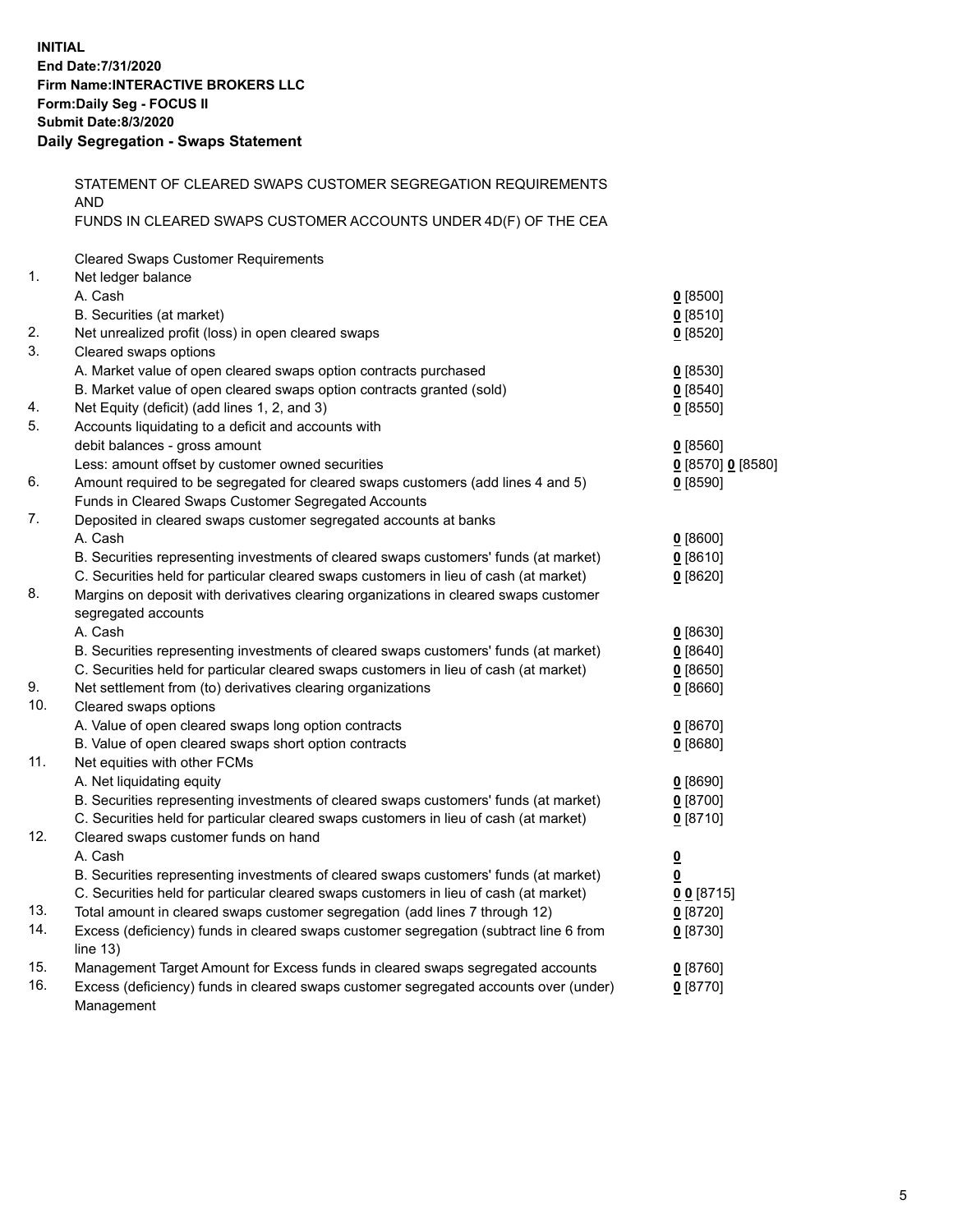**INITIAL**
**End Date:7/31/2020**
**Firm Name:INTERACTIVE BROKERS LLC**
**Form:Daily Seg - FOCUS II**
**Submit Date:8/3/2020**
**Daily Segregation - Swaps Statement**

STATEMENT OF CLEARED SWAPS CUSTOMER SEGREGATION REQUIREMENTS AND FUNDS IN CLEARED SWAPS CUSTOMER ACCOUNTS UNDER 4D(F) OF THE CEA

| | | |
|---|---|---|
| | Cleared Swaps Customer Requirements | |
| 1. | Net ledger balance | |
| | A. Cash | 0 [8500] |
| | B. Securities (at market) | 0 [8510] |
| 2. | Net unrealized profit (loss) in open cleared swaps | 0 [8520] |
| 3. | Cleared swaps options | |
| | A. Market value of open cleared swaps option contracts purchased | 0 [8530] |
| | B. Market value of open cleared swaps option contracts granted (sold) | 0 [8540] |
| 4. | Net Equity (deficit) (add lines 1, 2, and 3) | 0 [8550] |
| 5. | Accounts liquidating to a deficit and accounts with debit balances - gross amount | 0 [8560] |
| | Less: amount offset by customer owned securities | 0 [8570] 0 [8580] |
| 6. | Amount required to be segregated for cleared swaps customers (add lines 4 and 5) | 0 [8590] |
| | Funds in Cleared Swaps Customer Segregated Accounts | |
| 7. | Deposited in cleared swaps customer segregated accounts at banks | |
| | A. Cash | 0 [8600] |
| | B. Securities representing investments of cleared swaps customers' funds (at market) | 0 [8610] |
| | C. Securities held for particular cleared swaps customers in lieu of cash (at market) | 0 [8620] |
| 8. | Margins on deposit with derivatives clearing organizations in cleared swaps customer segregated accounts | |
| | A. Cash | 0 [8630] |
| | B. Securities representing investments of cleared swaps customers' funds (at market) | 0 [8640] |
| | C. Securities held for particular cleared swaps customers in lieu of cash (at market) | 0 [8650] |
| 9. | Net settlement from (to) derivatives clearing organizations | 0 [8660] |
| 10. | Cleared swaps options | |
| | A. Value of open cleared swaps long option contracts | 0 [8670] |
| | B. Value of open cleared swaps short option contracts | 0 [8680] |
| 11. | Net equities with other FCMs | |
| | A. Net liquidating equity | 0 [8690] |
| | B. Securities representing investments of cleared swaps customers' funds (at market) | 0 [8700] |
| | C. Securities held for particular cleared swaps customers in lieu of cash (at market) | 0 [8710] |
| 12. | Cleared swaps customer funds on hand | |
| | A. Cash | 0 |
| | B. Securities representing investments of cleared swaps customers' funds (at market) | 0 |
| | C. Securities held for particular cleared swaps customers in lieu of cash (at market) | 0 0 [8715] |
| 13. | Total amount in cleared swaps customer segregation (add lines 7 through 12) | 0 [8720] |
| 14. | Excess (deficiency) funds in cleared swaps customer segregation (subtract line 6 from line 13) | 0 [8730] |
| 15. | Management Target Amount for Excess funds in cleared swaps segregated accounts | 0 [8760] |
| 16. | Excess (deficiency) funds in cleared swaps customer segregated accounts over (under) Management | 0 [8770] |